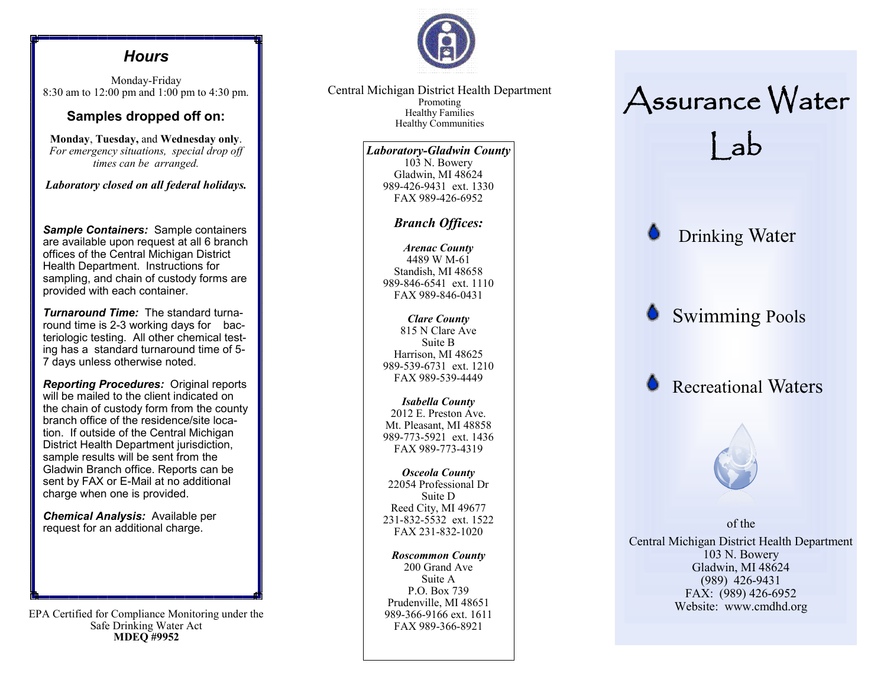## Hours

Monday-Friday
8:30 am to 12:00 pm and 1:00 pm to 4:30 pm.

### Samples dropped off on:

**Monday**, **Tuesday,** and **Wednesday only**.
*For emergency situations, special drop off times can be arranged.*

***Laboratory closed on all federal holidays.***

***Sample Containers:*** Sample containers are available upon request at all 6 branch offices of the Central Michigan District Health Department. Instructions for sampling, and chain of custody forms are provided with each container.

***Turnaround Time:*** The standard turnaround time is 2-3 working days for bacteriologic testing. All other chemical testing has a standard turnaround time of 5-7 days unless otherwise noted.

***Reporting Procedures:*** Original reports will be mailed to the client indicated on the chain of custody form from the county branch office of the residence/site location. If outside of the Central Michigan District Health Department jurisdiction, sample results will be sent from the Gladwin Branch office. Reports can be sent by FAX or E-Mail at no additional charge when one is provided.

***Chemical Analysis:*** Available per request for an additional charge.

EPA Certified for Compliance Monitoring under the Safe Drinking Water Act
**MDEQ #9952**

Central Michigan District Health Department
Promoting
Healthy Families
Healthy Communities

***Laboratory-Gladwin County***
103 N. Bowery
Gladwin, MI 48624
989-426-9431 ext. 1330
FAX 989-426-6952

***Branch Offices:***

***Arenac County***
4489 W M-61
Standish, MI 48658
989-846-6541 ext. 1110
FAX 989-846-0431

***Clare County***
815 N Clare Ave
Suite B
Harrison, MI 48625
989-539-6731 ext. 1210
FAX 989-539-4449

***Isabella County***
2012 E. Preston Ave.
Mt. Pleasant, MI 48858
989-773-5921 ext. 1436
FAX 989-773-4319

***Osceola County***
22054 Professional Dr
Suite D
Reed City, MI 49677
231-832-5532 ext. 1522
FAX 231-832-1020

***Roscommon County***
200 Grand Ave
Suite A
P.O. Box 739
Prudenville, MI 48651
989-366-9166 ext. 1611
FAX 989-366-8921

# Assurance Water Lab

- Drinking Water
- Swimming Pools
- Recreational Waters

of the
Central Michigan District Health Department
103 N. Bowery
Gladwin, MI 48624
(989) 426-9431
FAX: (989) 426-6952
Website: www.cmdhd.org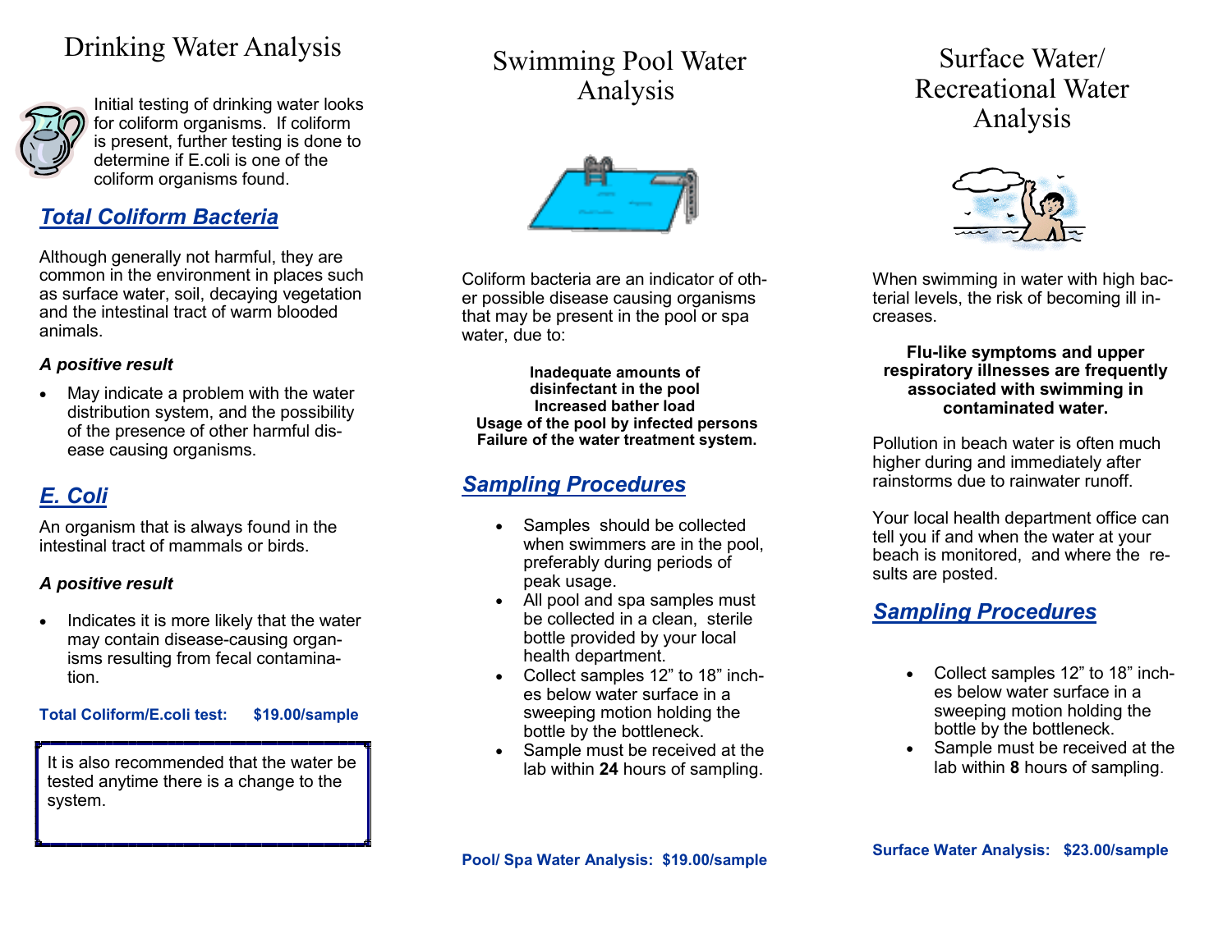# Drinking Water Analysis

Initial testing of drinking water looks for coliform organisms. If coliform is present, further testing is done to determine if E.coli is one of the coliform organisms found.

## Total Coliform Bacteria

Although generally not harmful, they are common in the environment in places such as surface water, soil, decaying vegetation and the intestinal tract of warm blooded animals.

***A positive result***

- May indicate a problem with the water distribution system, and the possibility of the presence of other harmful disease causing organisms.

## E. Coli

An organism that is always found in the intestinal tract of mammals or birds.

***A positive result***

- Indicates it is more likely that the water may contain disease-causing organisms resulting from fecal contamination.

**Total Coliform/E.coli test: $19.00/sample**

It is also recommended that the water be tested anytime there is a change to the system.

# Swimming Pool Water Analysis

Coliform bacteria are an indicator of other possible disease causing organisms that may be present in the pool or spa water, due to:

**Inadequate amounts of disinfectant in the pool**
**Increased bather load**
**Usage of the pool by infected persons**
**Failure of the water treatment system.**

## Sampling Procedures

- Samples should be collected when swimmers are in the pool, preferably during periods of peak usage.
- All pool and spa samples must be collected in a clean, sterile bottle provided by your local health department.
- Collect samples 12" to 18" inches below water surface in a sweeping motion holding the bottle by the bottleneck.
- Sample must be received at the lab within **24** hours of sampling.

**Pool/ Spa Water Analysis: $19.00/sample**

# Surface Water/ Recreational Water Analysis

When swimming in water with high bacterial levels, the risk of becoming ill increases.

**Flu-like symptoms and upper respiratory illnesses are frequently associated with swimming in contaminated water.**

Pollution in beach water is often much higher during and immediately after rainstorms due to rainwater runoff.

Your local health department office can tell you if and when the water at your beach is monitored, and where the results are posted.

## Sampling Procedures

- Collect samples 12" to 18" inches below water surface in a sweeping motion holding the bottle by the bottleneck.
- Sample must be received at the lab within **8** hours of sampling.

**Surface Water Analysis: $23.00/sample**